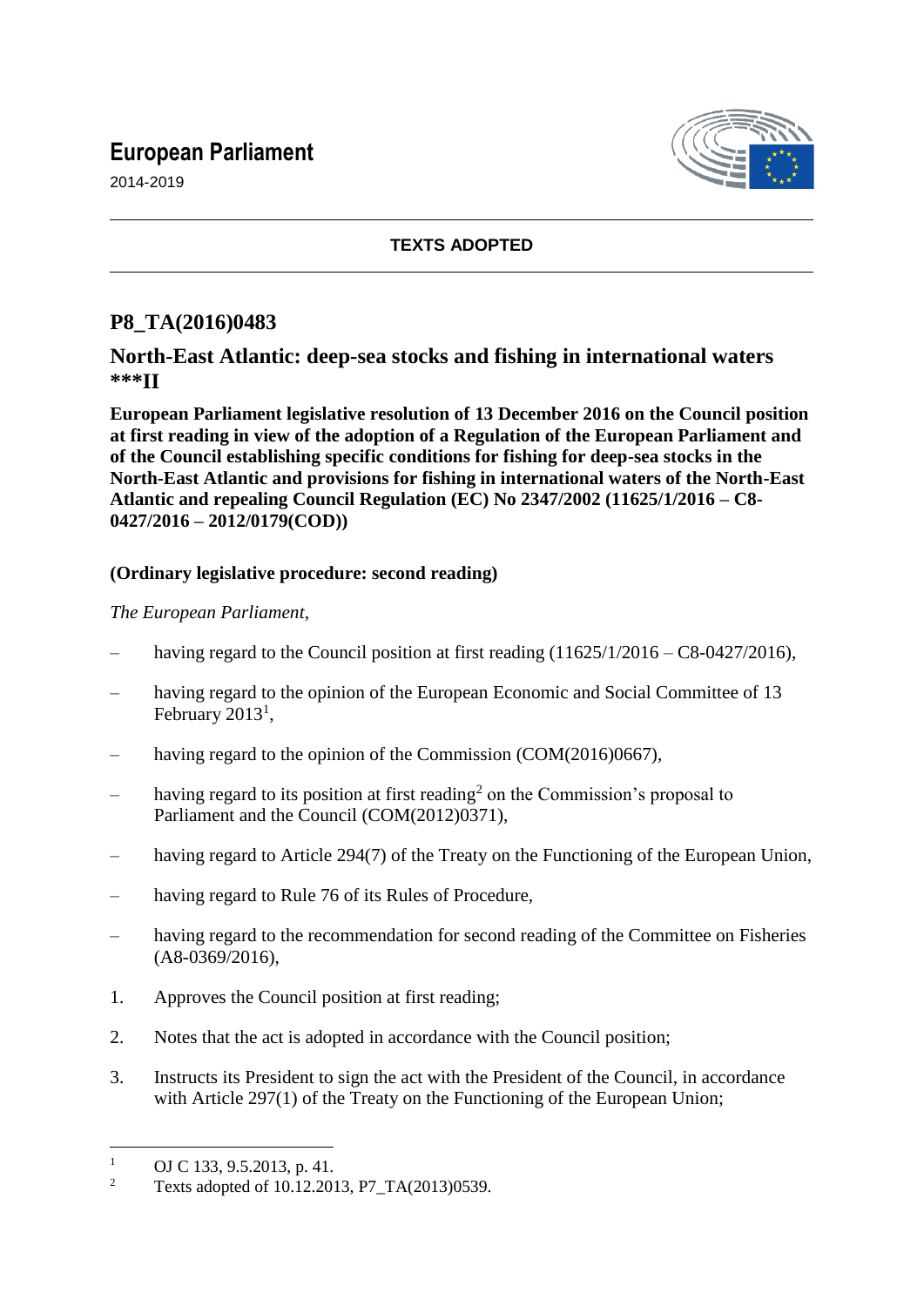# European Parliament

2014-2019

**TEXTS ADOPTED**

## P8_TA(2016)0483

## North-East Atlantic: deep-sea stocks and fishing in international waters ***II

**European Parliament legislative resolution of 13 December 2016 on the Council position at first reading in view of the adoption of a Regulation of the European Parliament and of the Council establishing specific conditions for fishing for deep-sea stocks in the North-East Atlantic and provisions for fishing in international waters of the North-East Atlantic and repealing Council Regulation (EC) No 2347/2002 (11625/1/2016 – C8-0427/2016 – 2012/0179(COD))**

**(Ordinary legislative procedure: second reading)**

*The European Parliament*,

– having regard to the Council position at first reading (11625/1/2016 – C8-0427/2016),

– having regard to the opinion of the European Economic and Social Committee of 13 February 2013[1],

– having regard to the opinion of the Commission (COM(2016)0667),

– having regard to its position at first reading[2] on the Commission's proposal to Parliament and the Council (COM(2012)0371),

– having regard to Article 294(7) of the Treaty on the Functioning of the European Union,

– having regard to Rule 76 of its Rules of Procedure,

– having regard to the recommendation for second reading of the Committee on Fisheries (A8-0369/2016),

1. Approves the Council position at first reading;

2. Notes that the act is adopted in accordance with the Council position;

3. Instructs its President to sign the act with the President of the Council, in accordance with Article 297(1) of the Treaty on the Functioning of the European Union;

---

[1] OJ C 133, 9.5.2013, p. 41.

[2] Texts adopted of 10.12.2013, P7_TA(2013)0539.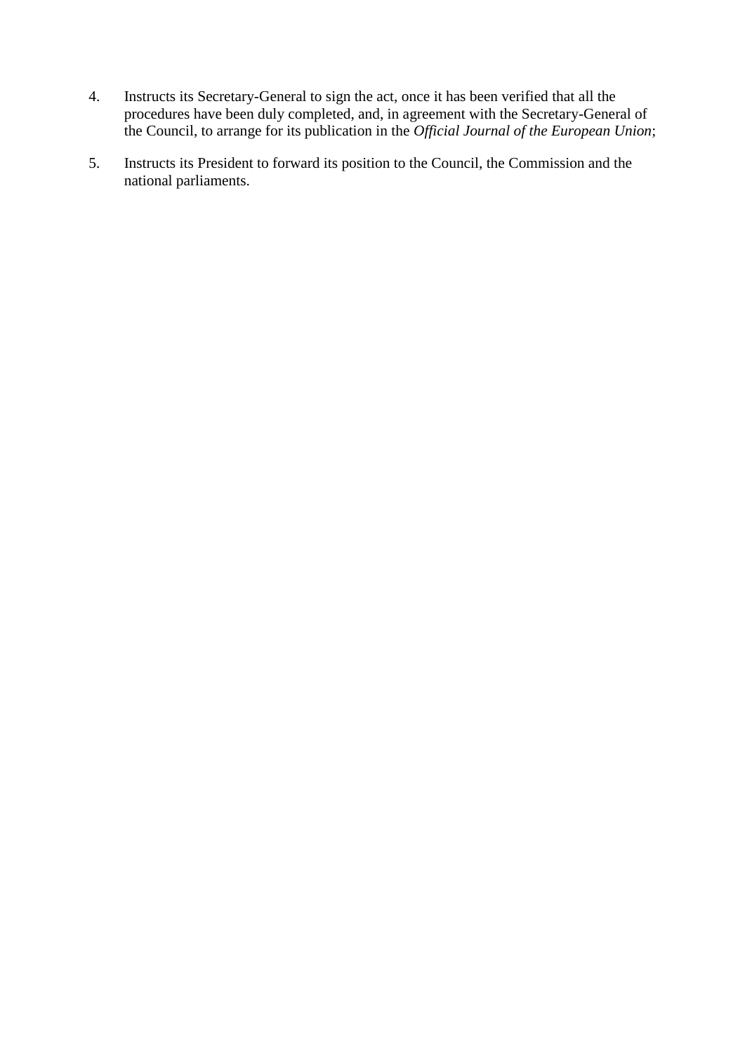4. Instructs its Secretary-General to sign the act, once it has been verified that all the procedures have been duly completed, and, in agreement with the Secretary-General of the Council, to arrange for its publication in the *Official Journal of the European Union*;

5. Instructs its President to forward its position to the Council, the Commission and the national parliaments.